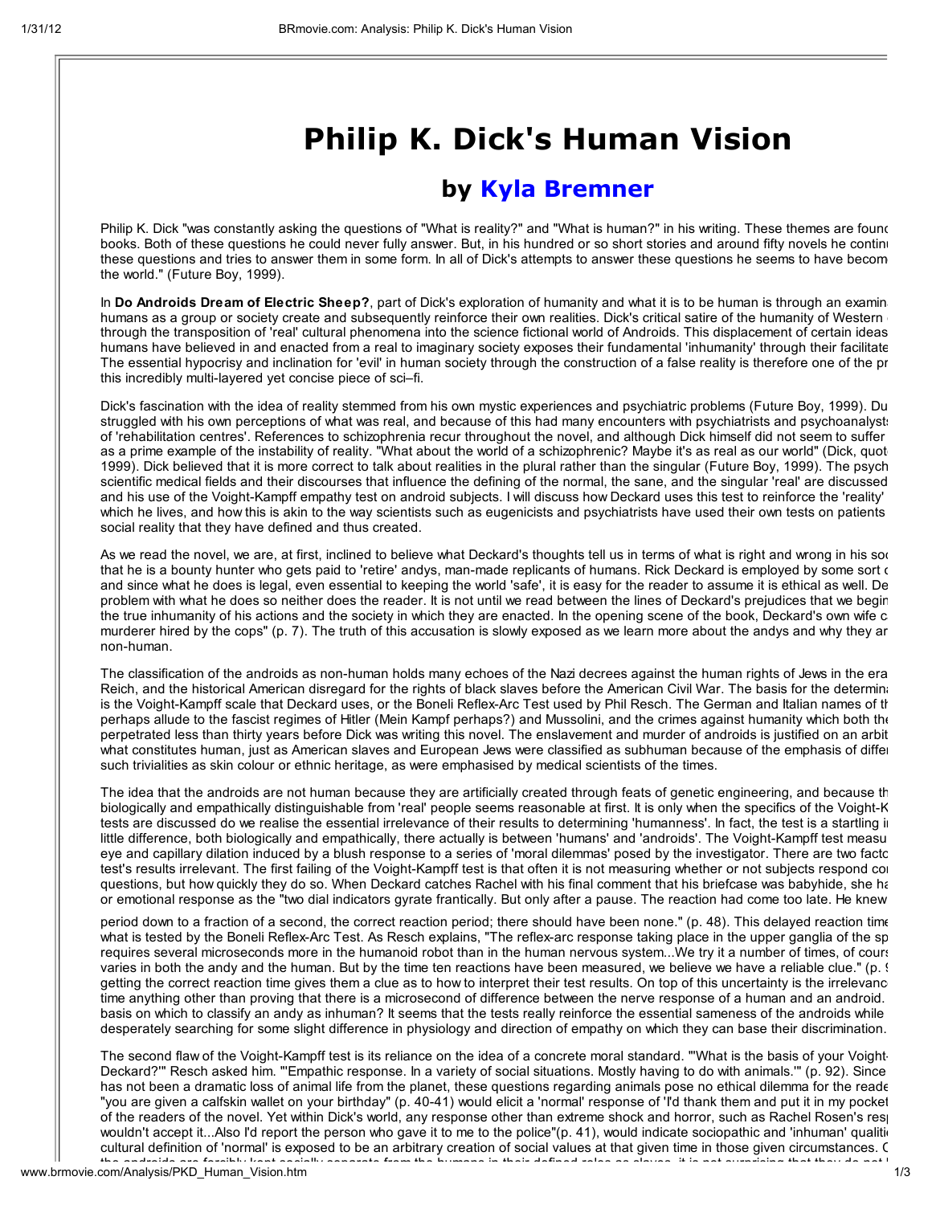# Philip K. Dick's Human Vision

## by Kyla Bremner

Philip K. Dick "was constantly asking the questions of "What is reality?" and "What is human?" in his writing. These themes are found books. Both of these questions he could never fully answer. But, in his hundred or so short stories and around fifty novels he contin these questions and tries to answer them in some form. In all of Dick's attempts to answer these questions he seems to have becom the world." (Future Boy, 1999).

In **Do Androids Dream of Electric Sheep?**, part of Dick's exploration of humanity and what it is to be human is through an examin humans as a group or society create and subsequently reinforce their own realities. Dick's critical satire of the humanity of Western through the transposition of 'real' cultural phenomena into the science fictional world of Androids. This displacement of certain ideas humans have believed in and enacted from a real to imaginary society exposes their fundamental 'inhumanity' through their facilitate The essential hypocrisy and inclination for 'evil' in human society through the construction of a false reality is therefore one of the pr this incredibly multi-layered yet concise piece of sci–fi.

Dick's fascination with the idea of reality stemmed from his own mystic experiences and psychiatric problems (Future Boy, 1999). Du struggled with his own perceptions of what was real, and because of this had many encounters with psychiatrists and psychoanalyst of 'rehabilitation centres'. References to schizophrenia recur throughout the novel, and although Dick himself did not seem to suffer as a prime example of the instability of reality. "What about the world of a schizophrenic? Maybe it's as real as our world" (Dick, quot 1999). Dick believed that it is more correct to talk about realities in the plural rather than the singular (Future Boy, 1999). The psych scientific medical fields and their discourses that influence the defining of the normal, the sane, and the singular 'real' are discussed and his use of the Voight-Kampff empathy test on android subjects. I will discuss how Deckard uses this test to reinforce the 'reality' which he lives, and how this is akin to the way scientists such as eugenicists and psychiatrists have used their own tests on patients social reality that they have defined and thus created.

As we read the novel, we are, at first, inclined to believe what Deckard's thoughts tell us in terms of what is right and wrong in his soc that he is a bounty hunter who gets paid to 'retire' andys, man-made replicants of humans. Rick Deckard is employed by some sort and since what he does is legal, even essential to keeping the world 'safe', it is easy for the reader to assume it is ethical as well. De problem with what he does so neither does the reader. It is not until we read between the lines of Deckard's prejudices that we begin the true inhumanity of his actions and the society in which they are enacted. In the opening scene of the book, Deckard's own wife c murderer hired by the cops" (p. 7). The truth of this accusation is slowly exposed as we learn more about the andys and why they ar non-human.

The classification of the androids as non-human holds many echoes of the Nazi decrees against the human rights of Jews in the era Reich, and the historical American disregard for the rights of black slaves before the American Civil War. The basis for the determin is the Voight-Kampff scale that Deckard uses, or the Boneli Reflex-Arc Test used by Phil Resch. The German and Italian names of th perhaps allude to the fascist regimes of Hitler (Mein Kampf perhaps?) and Mussolini, and the crimes against humanity which both the perpetrated less than thirty years before Dick was writing this novel. The enslavement and murder of androids is justified on an arbit what constitutes human, just as American slaves and European Jews were classified as subhuman because of the emphasis of differ such trivialities as skin colour or ethnic heritage, as were emphasised by medical scientists of the times.

The idea that the androids are not human because they are artificially created through feats of genetic engineering, and because th biologically and empathically distinguishable from 'real' people seems reasonable at first. It is only when the specifics of the Voight-K tests are discussed do we realise the essential irrelevance of their results to determining 'humanness'. In fact, the test is a startling i little difference, both biologically and empathically, there actually is between 'humans' and 'androids'. The Voight-Kampff test measu eye and capillary dilation induced by a blush response to a series of 'moral dilemmas' posed by the investigator. There are two facto test's results irrelevant. The first failing of the Voight-Kampff test is that often it is not measuring whether or not subjects respond co questions, but how quickly they do so. When Deckard catches Rachel with his final comment that his briefcase was babyhide, she ha or emotional response as the "two dial indicators gyrate frantically. But only after a pause. The reaction had come too late. He knew period down to a fraction of a second, the correct reaction period; there should have been none." (p. 48). This delayed reaction time what is tested by the Boneli Reflex-Arc Test. As Resch explains, "The reflex-arc response taking place in the upper ganglia of the sp requires several microseconds more in the humanoid robot than in the human nervous system...We try it a number of times, of cours varies in both the andy and the human. But by the time ten reactions have been measured, we believe we have a reliable clue." (p. getting the correct reaction time gives them a clue as to how to interpret their test results. On top of this uncertainty is the irrelevanc time anything other than proving that there is a microsecond of difference between the nerve response of a human and an android. basis on which to classify an andy as inhuman? It seems that the tests really reinforce the essential sameness of the androids while desperately searching for some slight difference in physiology and direction of empathy on which they can base their discrimination.

The second flaw of the Voight-Kampff test is its reliance on the idea of a concrete moral standard. "'What is the basis of your Voight- Deckard?'" Resch asked him. "'Empathic response. In a variety of social situations. Mostly having to do with animals.'" (p. 92). Since has not been a dramatic loss of animal life from the planet, these questions regarding animals pose no ethical dilemma for the reade "you are given a calfskin wallet on your birthday" (p. 40-41) would elicit a 'normal' response of 'I'd thank them and put it in my pocket of the readers of the novel. Yet within Dick's world, any response other than extreme shock and horror, such as Rachel Rosen's res wouldn't accept it...Also I'd report the person who gave it to me to the police"(p. 41), would indicate sociopathic and 'inhuman' qualiti cultural definition of 'normal' is exposed to be an arbitrary creation of social values at that given time in those given circumstances.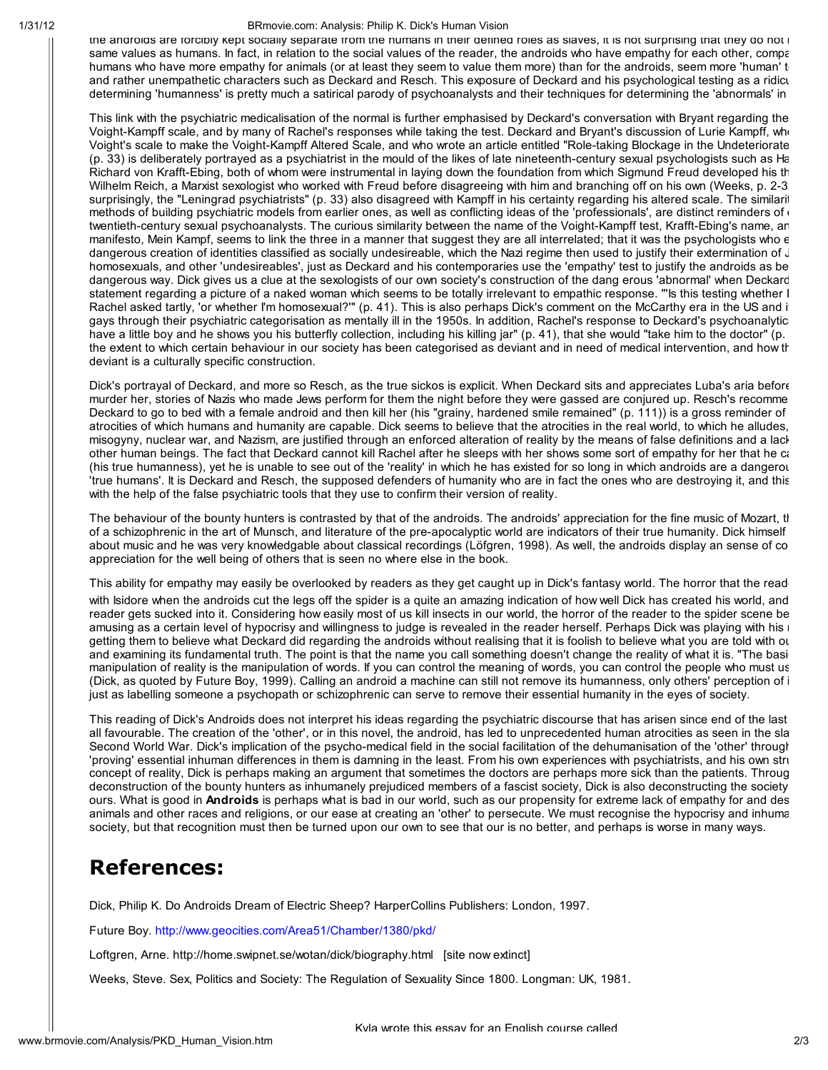the androids are forcibly kept socially separate from the humans in their defined roles as slaves, it is not surprising that they do not same values as humans. In fact, in relation to the social values of the reader, the androids who have empathy for each other, compa humans who have more empathy for animals (or at least they seem to value them more) than for the androids, seem more 'human' t and rather unempathetic characters such as Deckard and Resch. This exposure of Deckard and his psychological testing as a ridicu determining 'humanness' is pretty much a satirical parody of psychoanalysts and their techniques for determining the 'abnormals' in

This link with the psychiatric medicalisation of the normal is further emphasised by Deckard's conversation with Bryant regarding the Voight-Kampff scale, and by many of Rachel's responses while taking the test. Deckard and Bryant's discussion of Lurie Kampff, wh Voight's scale to make the Voight-Kampff Altered Scale, and who wrote an article entitled "Role-taking Blockage in the Undeteriorate (p. 33) is deliberately portrayed as a psychiatrist in the mould of the likes of late nineteenth-century sexual psychologists such as Ha Richard von Krafft-Ebing, both of whom were instrumental in laying down the foundation from which Sigmund Freud developed his th Wilhelm Reich, a Marxist sexologist who worked with Freud before disagreeing with him and branching off on his own (Weeks, p. 2-3 surprisingly, the "Leningrad psychiatrists" (p. 33) also disagreed with Kampff in his certainty regarding his altered scale. The similari methods of building psychiatric models from earlier ones, as well as conflicting ideas of the 'professionals', are distinct reminders of twentieth-century sexual psychoanalysts. The curious similarity between the name of the Voight-Kampff test, Krafft-Ebing's name, an manifesto, Mein Kampf, seems to link the three in a manner that suggest they are all interrelated; that it was the psychologists who e dangerous creation of identities classified as socially undesireable, which the Nazi regime then used to justify their extermination of J homosexuals, and other 'undesireables', just as Deckard and his contemporaries use the 'empathy' test to justify the androids as be dangerous way. Dick gives us a clue at the sexologists of our own society's construction of the dang erous 'abnormal' when Deckard statement regarding a picture of a naked woman which seems to be totally irrelevant to empathic response. "'Is this testing whether I Rachel asked tartly, 'or whether I'm homosexual?'" (p. 41). This is also perhaps Dick's comment on the McCarthy era in the US and i gays through their psychiatric categorisation as mentally ill in the 1950s. In addition, Rachel's response to Deckard's psychoanalytic have a little boy and he shows you his butterfly collection, including his killing jar" (p. 41), that she would "take him to the doctor" (p. the extent to which certain behaviour in our society has been categorised as deviant and in need of medical intervention, and how th deviant is a culturally specific construction.

Dick's portrayal of Deckard, and more so Resch, as the true sickos is explicit. When Deckard sits and appreciates Luba's aria before murder her, stories of Nazis who made Jews perform for them the night before they were gassed are conjured up. Resch's recomme Deckard to go to bed with a female android and then kill her (his "grainy, hardened smile remained" (p. 111)) is a gross reminder of atrocities of which humans and humanity are capable. Dick seems to believe that the atrocities in the real world, to which he alludes, misogyny, nuclear war, and Nazism, are justified through an enforced alteration of reality by the means of false definitions and a lack other human beings. The fact that Deckard cannot kill Rachel after he sleeps with her shows some sort of empathy for her that he ca (his true humanness), yet he is unable to see out of the 'reality' in which he has existed for so long in which androids are a dangerou 'true humans'. It is Deckard and Resch, the supposed defenders of humanity who are in fact the ones who are destroying it, and this with the help of the false psychiatric tools that they use to confirm their version of reality.

The behaviour of the bounty hunters is contrasted by that of the androids. The androids' appreciation for the fine music of Mozart, t of a schizophrenic in the art of Munsch, and literature of the pre-apocalyptic world are indicators of their true humanity. Dick himself about music and he was very knowledgable about classical recordings (Löfgren, 1998). As well, the androids display an sense of co appreciation for the well being of others that is seen no where else in the book.

This ability for empathy may easily be overlooked by readers as they get caught up in Dick's fantasy world. The horror that the read with Isidore when the androids cut the legs off the spider is a quite an amazing indication of how well Dick has created his world, and reader gets sucked into it. Considering how easily most of us kill insects in our world, the horror of the reader to the spider scene be amusing as a certain level of hypocrisy and willingness to judge is revealed in the reader herself. Perhaps Dick was playing with his getting them to believe what Deckard did regarding the androids without realising that it is foolish to believe what you are told with ou and examining its fundamental truth. The point is that the name you call something doesn't change the reality of what it is. "The basi manipulation of reality is the manipulation of words. If you can control the meaning of words, you can control the people who must us (Dick, as quoted by Future Boy, 1999). Calling an android a machine can still not remove its humanness, only others' perception of i just as labelling someone a psychopath or schizophrenic can serve to remove their essential humanity in the eyes of society.

This reading of Dick's Androids does not interpret his ideas regarding the psychiatric discourse that has arisen since end of the last all favourable. The creation of the 'other', or in this novel, the android, has led to unprecedented human atrocities as seen in the sla Second World War. Dick's implication of the psycho-medical field in the social facilitation of the dehumanisation of the 'other' throug 'proving' essential inhuman differences in them is damning in the least. From his own experiences with psychiatrists, and his own stru concept of reality, Dick is perhaps making an argument that sometimes the doctors are perhaps more sick than the patients. Throug deconstruction of the bounty hunters as inhumanely prejudiced members of a fascist society, Dick is also deconstructing the society ours. What is good in **Androids** is perhaps what is bad in our world, such as our propensity for extreme lack of empathy for and des animals and other races and religions, or our ease at creating an 'other' to persecute. We must recognise the hypocrisy and inhuma society, but that recognition must then be turned upon our own to see that our is no better, and perhaps is worse in many ways.

## References:

Dick, Philip K. Do Androids Dream of Electric Sheep? HarperCollins Publishers: London, 1997.

Future Boy. http://www.geocities.com/Area51/Chamber/1380/pkd/

Loftgren, Arne. http://home.swipnet.se/wotan/dick/biography.html [site now extinct]

Weeks, Steve. Sex, Politics and Society: The Regulation of Sexuality Since 1800. Longman: UK, 1981.

Kyla wrote this essay for an English course called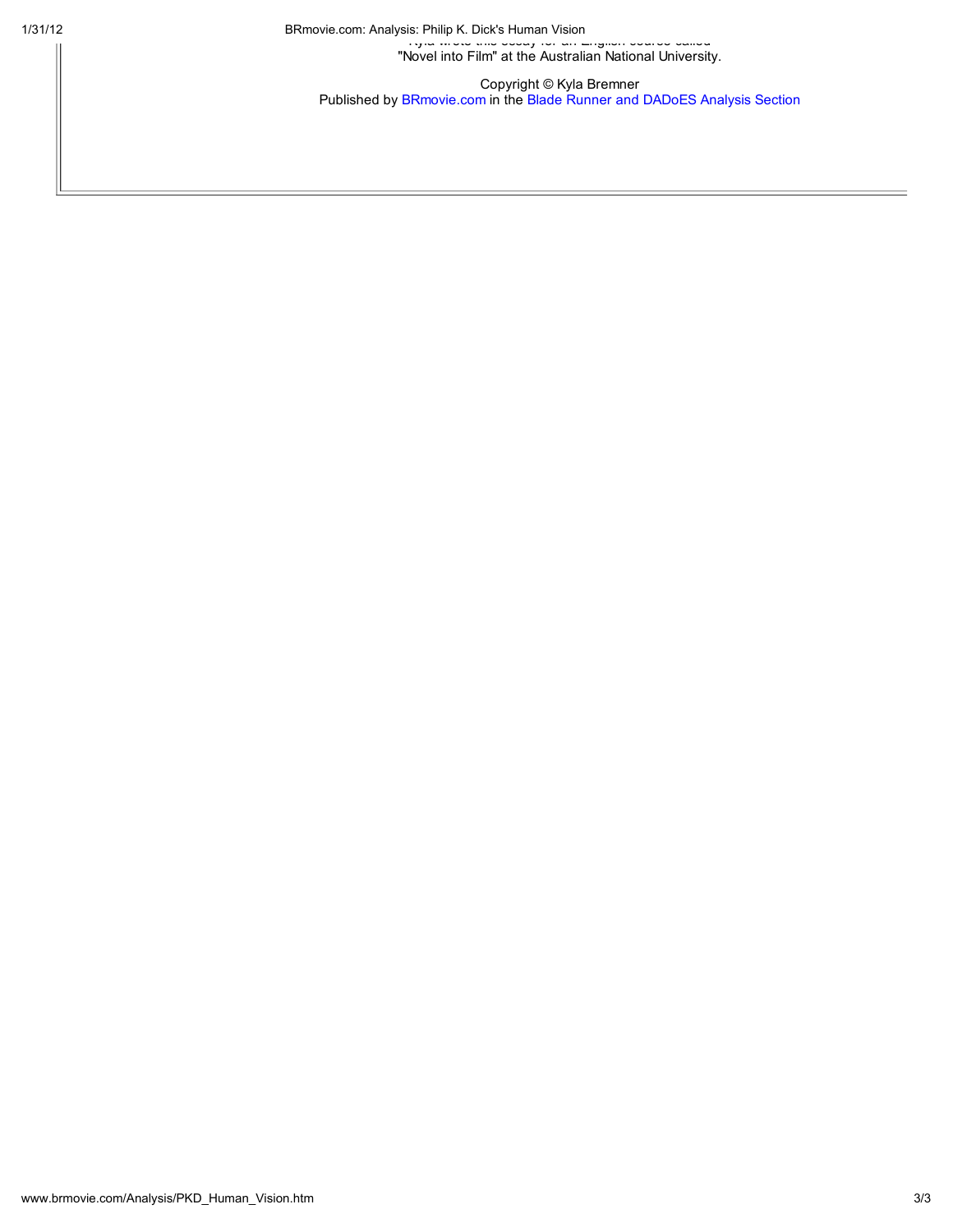Kyla wrote this essay for an English course called "Novel into Film" at the Australian National University.

Copyright © Kyla Bremner
Published by BRmovie.com in the Blade Runner and DADoES Analysis Section